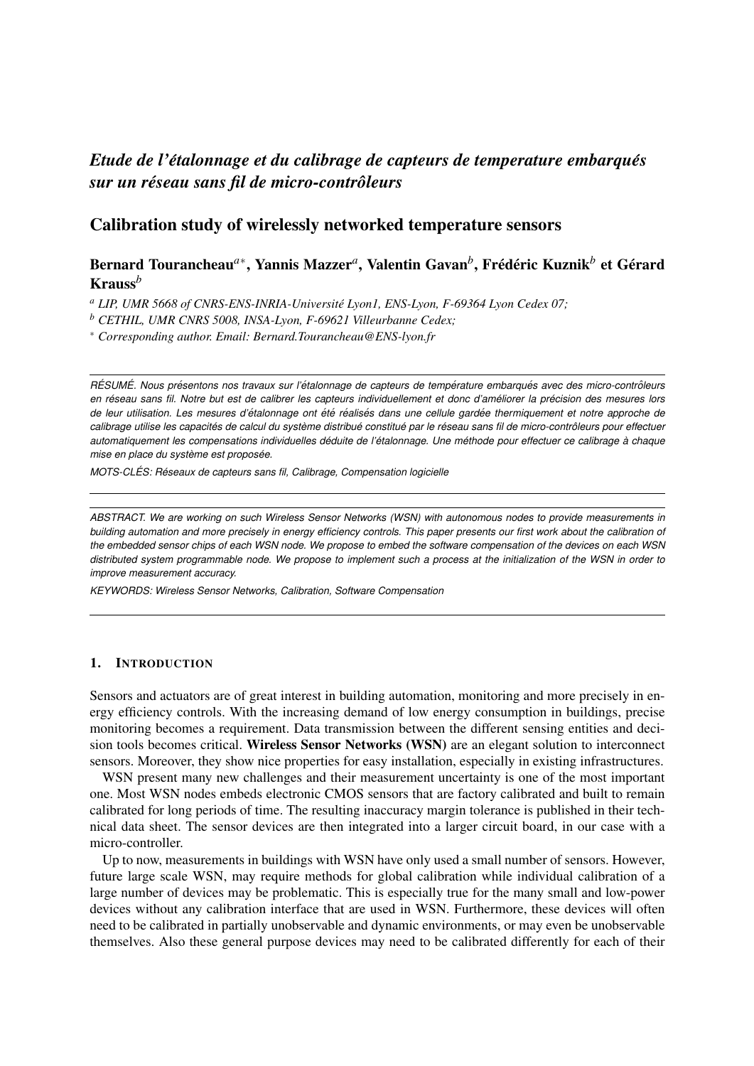# *Etude de l'étalonnage et du calibrage de capteurs de temperature embarqués sur un réseau sans fil de micro-contrôleurs*

## Calibration study of wirelessly networked temperature sensors

**Bernard Tourancheau[a*], Yannis Mazzer[a], Valentin Gavan[b], Frédéric Kuznik[b] et Gérard Krauss[b]**

[a] *LIP, UMR 5668 of CNRS-ENS-INRIA-Université Lyon1, ENS-Lyon, F-69364 Lyon Cedex 07;*

[b] *CETHIL, UMR CNRS 5008, INSA-Lyon, F-69621 Villeurbanne Cedex;*

[*] *Corresponding author. Email: Bernard.Tourancheau@ENS-lyon.fr*

---

*RÉSUMÉ. Nous présentons nos travaux sur l'étalonnage de capteurs de température embarqués avec des micro-contrôleurs en réseau sans fil. Notre but est de calibrer les capteurs individuellement et donc d'améliorer la précision des mesures lors de leur utilisation. Les mesures d'étalonnage ont été réalisés dans une cellule gardée thermiquement et notre approche de calibrage utilise les capacités de calcul du système distribué constitué par le réseau sans fil de micro-contrôleurs pour effectuer automatiquement les compensations individuelles déduite de l'étalonnage. Une méthode pour effectuer ce calibrage à chaque mise en place du système est proposée.*

*MOTS-CLÉS: Réseaux de capteurs sans fil, Calibrage, Compensation logicielle*

---

*ABSTRACT. We are working on such Wireless Sensor Networks (WSN) with autonomous nodes to provide measurements in building automation and more precisely in energy efficiency controls. This paper presents our first work about the calibration of the embedded sensor chips of each WSN node. We propose to embed the software compensation of the devices on each WSN distributed system programmable node. We propose to implement such a process at the initialization of the WSN in order to improve measurement accuracy.*

*KEYWORDS: Wireless Sensor Networks, Calibration, Software Compensation*

---

## 1. INTRODUCTION

Sensors and actuators are of great interest in building automation, monitoring and more precisely in energy efficiency controls. With the increasing demand of low energy consumption in buildings, precise monitoring becomes a requirement. Data transmission between the different sensing entities and decision tools becomes critical. **Wireless Sensor Networks (WSN)** are an elegant solution to interconnect sensors. Moreover, they show nice properties for easy installation, especially in existing infrastructures.

WSN present many new challenges and their measurement uncertainty is one of the most important one. Most WSN nodes embeds electronic CMOS sensors that are factory calibrated and built to remain calibrated for long periods of time. The resulting inaccuracy margin tolerance is published in their technical data sheet. The sensor devices are then integrated into a larger circuit board, in our case with a micro-controller.

Up to now, measurements in buildings with WSN have only used a small number of sensors. However, future large scale WSN, may require methods for global calibration while individual calibration of a large number of devices may be problematic. This is especially true for the many small and low-power devices without any calibration interface that are used in WSN. Furthermore, these devices will often need to be calibrated in partially unobservable and dynamic environments, or may even be unobservable themselves. Also these general purpose devices may need to be calibrated differently for each of their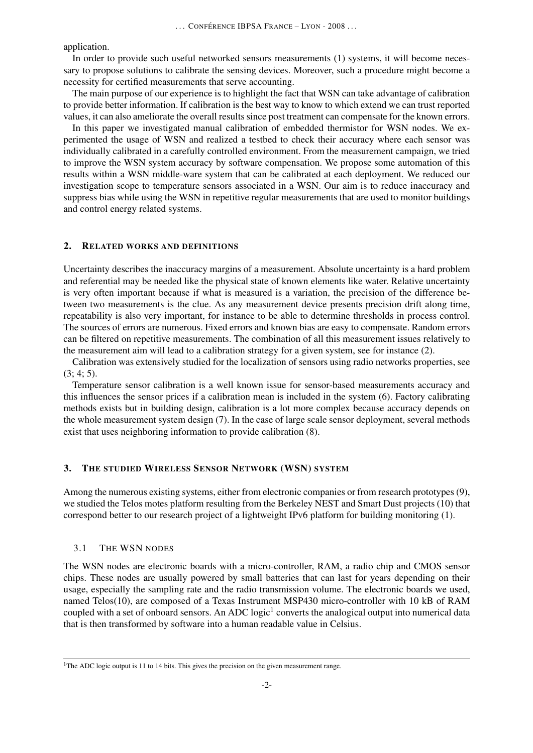application.

In order to provide such useful networked sensors measurements (1) systems, it will become necessary to propose solutions to calibrate the sensing devices. Moreover, such a procedure might become a necessity for certified measurements that serve accounting.

The main purpose of our experience is to highlight the fact that WSN can take advantage of calibration to provide better information. If calibration is the best way to know to which extend we can trust reported values, it can also ameliorate the overall results since post treatment can compensate for the known errors.

In this paper we investigated manual calibration of embedded thermistor for WSN nodes. We experimented the usage of WSN and realized a testbed to check their accuracy where each sensor was individually calibrated in a carefully controlled environment. From the measurement campaign, we tried to improve the WSN system accuracy by software compensation. We propose some automation of this results within a WSN middle-ware system that can be calibrated at each deployment. We reduced our investigation scope to temperature sensors associated in a WSN. Our aim is to reduce inaccuracy and suppress bias while using the WSN in repetitive regular measurements that are used to monitor buildings and control energy related systems.

## 2. Related works and definitions

Uncertainty describes the inaccuracy margins of a measurement. Absolute uncertainty is a hard problem and referential may be needed like the physical state of known elements like water. Relative uncertainty is very often important because if what is measured is a variation, the precision of the difference between two measurements is the clue. As any measurement device presents precision drift along time, repeatability is also very important, for instance to be able to determine thresholds in process control. The sources of errors are numerous. Fixed errors and known bias are easy to compensate. Random errors can be filtered on repetitive measurements. The combination of all this measurement issues relatively to the measurement aim will lead to a calibration strategy for a given system, see for instance (2).

Calibration was extensively studied for the localization of sensors using radio networks properties, see (3; 4; 5).

Temperature sensor calibration is a well known issue for sensor-based measurements accuracy and this influences the sensor prices if a calibration mean is included in the system (6). Factory calibrating methods exists but in building design, calibration is a lot more complex because accuracy depends on the whole measurement system design (7). In the case of large scale sensor deployment, several methods exist that uses neighboring information to provide calibration (8).

## 3. The studied Wireless Sensor Network (WSN) system

Among the numerous existing systems, either from electronic companies or from research prototypes (9), we studied the Telos motes platform resulting from the Berkeley NEST and Smart Dust projects (10) that correspond better to our research project of a lightweight IPv6 platform for building monitoring (1).

### 3.1 The WSN nodes

The WSN nodes are electronic boards with a micro-controller, RAM, a radio chip and CMOS sensor chips. These nodes are usually powered by small batteries that can last for years depending on their usage, especially the sampling rate and the radio transmission volume. The electronic boards we used, named Telos(10), are composed of a Texas Instrument MSP430 micro-controller with 10 kB of RAM coupled with a set of onboard sensors. An ADC logic[1] converts the analogical output into numerical data that is then transformed by software into a human readable value in Celsius.

[1] The ADC logic output is 11 to 14 bits. This gives the precision on the given measurement range.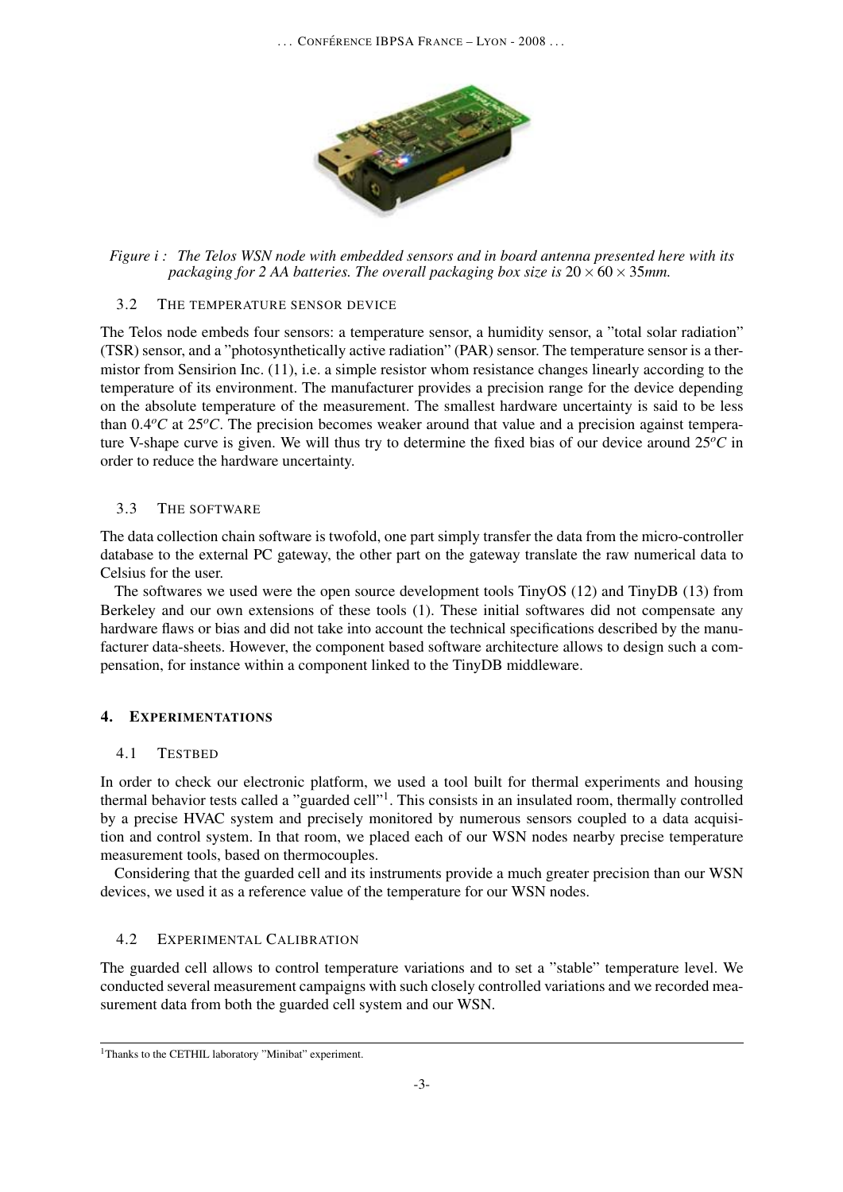*Figure i : The Telos WSN node with embedded sensors and in board antenna presented here with its packaging for 2 AA batteries. The overall packaging box size is $20 \times 60 \times 35mm$.*

### 3.2 THE TEMPERATURE SENSOR DEVICE

The Telos node embeds four sensors: a temperature sensor, a humidity sensor, a "total solar radiation" (TSR) sensor, and a "photosynthetically active radiation" (PAR) sensor. The temperature sensor is a thermistor from Sensirion Inc. (11), i.e. a simple resistor whom resistance changes linearly according to the temperature of its environment. The manufacturer provides a precision range for the device depending on the absolute temperature of the measurement. The smallest hardware uncertainty is said to be less than $0.4^oC$ at $25^oC$. The precision becomes weaker around that value and a precision against temperature V-shape curve is given. We will thus try to determine the fixed bias of our device around $25^oC$ in order to reduce the hardware uncertainty.

### 3.3 THE SOFTWARE

The data collection chain software is twofold, one part simply transfer the data from the micro-controller database to the external PC gateway, the other part on the gateway translate the raw numerical data to Celsius for the user.

The softwares we used were the open source development tools TinyOS (12) and TinyDB (13) from Berkeley and our own extensions of these tools (1). These initial softwares did not compensate any hardware flaws or bias and did not take into account the technical specifications described by the manufacturer data-sheets. However, the component based software architecture allows to design such a compensation, for instance within a component linked to the TinyDB middleware.

## 4. EXPERIMENTATIONS

### 4.1 TESTBED

In order to check our electronic platform, we used a tool built for thermal experiments and housing thermal behavior tests called a "guarded cell"[1]. This consists in an insulated room, thermally controlled by a precise HVAC system and precisely monitored by numerous sensors coupled to a data acquisition and control system. In that room, we placed each of our WSN nodes nearby precise temperature measurement tools, based on thermocouples.

Considering that the guarded cell and its instruments provide a much greater precision than our WSN devices, we used it as a reference value of the temperature for our WSN nodes.

### 4.2 EXPERIMENTAL CALIBRATION

The guarded cell allows to control temperature variations and to set a "stable" temperature level. We conducted several measurement campaigns with such closely controlled variations and we recorded measurement data from both the guarded cell system and our WSN.

[1] Thanks to the CETHIL laboratory "Minibat" experiment.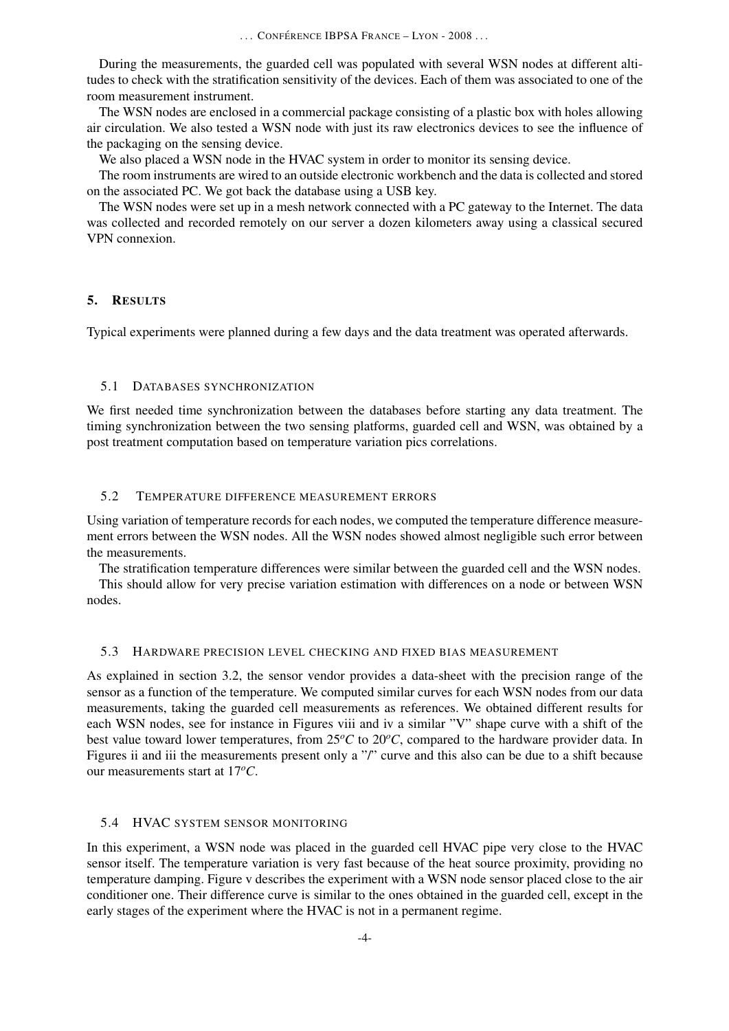During the measurements, the guarded cell was populated with several WSN nodes at different altitudes to check with the stratification sensitivity of the devices. Each of them was associated to one of the room measurement instrument.

The WSN nodes are enclosed in a commercial package consisting of a plastic box with holes allowing air circulation. We also tested a WSN node with just its raw electronics devices to see the influence of the packaging on the sensing device.

We also placed a WSN node in the HVAC system in order to monitor its sensing device.

The room instruments are wired to an outside electronic workbench and the data is collected and stored on the associated PC. We got back the database using a USB key.

The WSN nodes were set up in a mesh network connected with a PC gateway to the Internet. The data was collected and recorded remotely on our server a dozen kilometers away using a classical secured VPN connexion.

## 5. Results

Typical experiments were planned during a few days and the data treatment was operated afterwards.

### 5.1 Databases synchronization

We first needed time synchronization between the databases before starting any data treatment. The timing synchronization between the two sensing platforms, guarded cell and WSN, was obtained by a post treatment computation based on temperature variation pics correlations.

### 5.2 Temperature difference measurement errors

Using variation of temperature records for each nodes, we computed the temperature difference measurement errors between the WSN nodes. All the WSN nodes showed almost negligible such error between the measurements.

The stratification temperature differences were similar between the guarded cell and the WSN nodes.

This should allow for very precise variation estimation with differences on a node or between WSN nodes.

### 5.3 Hardware precision level checking and fixed bias measurement

As explained in section 3.2, the sensor vendor provides a data-sheet with the precision range of the sensor as a function of the temperature. We computed similar curves for each WSN nodes from our data measurements, taking the guarded cell measurements as references. We obtained different results for each WSN nodes, see for instance in Figures viii and iv a similar "V" shape curve with a shift of the best value toward lower temperatures, from $25^oC$ to $20^oC$, compared to the hardware provider data. In Figures ii and iii the measurements present only a "/" curve and this also can be due to a shift because our measurements start at $17^oC$.

### 5.4 HVAC system sensor monitoring

In this experiment, a WSN node was placed in the guarded cell HVAC pipe very close to the HVAC sensor itself. The temperature variation is very fast because of the heat source proximity, providing no temperature damping. Figure v describes the experiment with a WSN node sensor placed close to the air conditioner one. Their difference curve is similar to the ones obtained in the guarded cell, except in the early stages of the experiment where the HVAC is not in a permanent regime.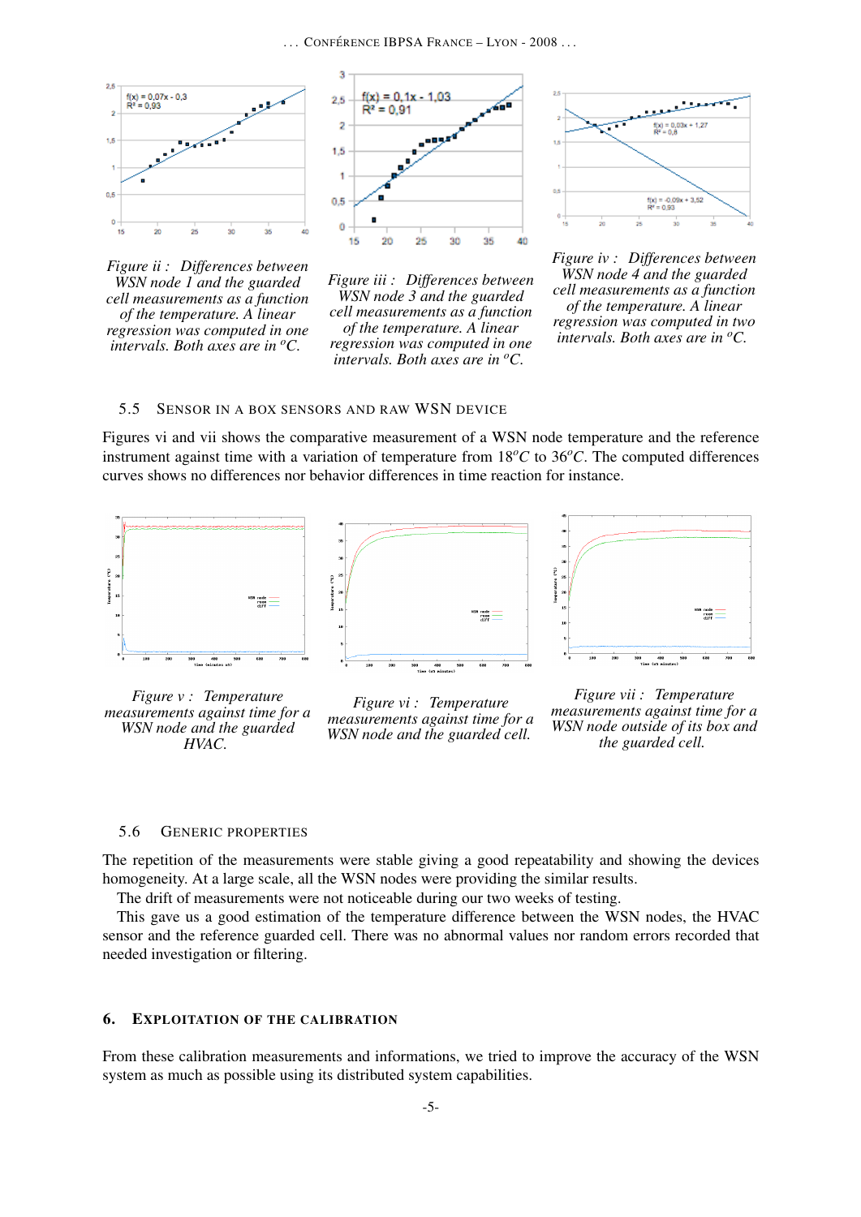*Figure ii : Differences between WSN node 1 and the guarded cell measurements as a function of the temperature. A linear regression was computed in one intervals. Both axes are in $^oC$.*

*Figure iii : Differences between WSN node 3 and the guarded cell measurements as a function of the temperature. A linear regression was computed in one intervals. Both axes are in $^oC$.*

*Figure iv : Differences between WSN node 4 and the guarded cell measurements as a function of the temperature. A linear regression was computed in two intervals. Both axes are in $^oC$.*

### 5.5 Sensor in a box sensors and raw WSN device

Figures vi and vii shows the comparative measurement of a WSN node temperature and the reference instrument against time with a variation of temperature from $18^oC$ to $36^oC$. The computed differences curves shows no differences nor behavior differences in time reaction for instance.

*Figure v : Temperature measurements against time for a WSN node and the guarded HVAC.*

*Figure vi : Temperature measurements against time for a WSN node and the guarded cell.*

*Figure vii : Temperature measurements against time for a WSN node outside of its box and the guarded cell.*

### 5.6 Generic properties

The repetition of the measurements were stable giving a good repeatability and showing the devices homogeneity. At a large scale, all the WSN nodes were providing the similar results.

The drift of measurements were not noticeable during our two weeks of testing.

This gave us a good estimation of the temperature difference between the WSN nodes, the HVAC sensor and the reference guarded cell. There was no abnormal values nor random errors recorded that needed investigation or filtering.

## 6. Exploitation of the calibration

From these calibration measurements and informations, we tried to improve the accuracy of the WSN system as much as possible using its distributed system capabilities.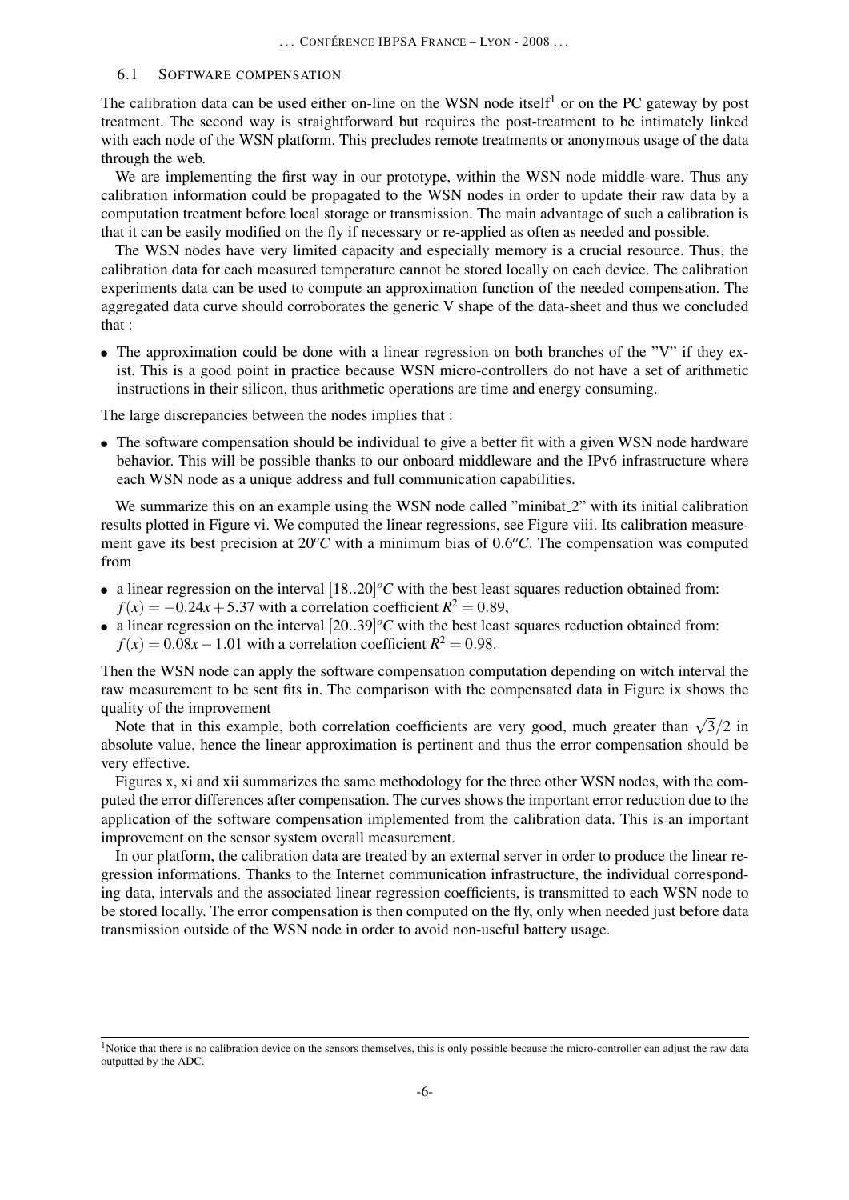### 6.1 SOFTWARE COMPENSATION

The calibration data can be used either on-line on the WSN node itself[1] or on the PC gateway by post treatment. The second way is straightforward but requires the post-treatment to be intimately linked with each node of the WSN platform. This precludes remote treatments or anonymous usage of the data through the web.

We are implementing the first way in our prototype, within the WSN node middle-ware. Thus any calibration information could be propagated to the WSN nodes in order to update their raw data by a computation treatment before local storage or transmission. The main advantage of such a calibration is that it can be easily modified on the fly if necessary or re-applied as often as needed and possible.

The WSN nodes have very limited capacity and especially memory is a crucial resource. Thus, the calibration data for each measured temperature cannot be stored locally on each device. The calibration experiments data can be used to compute an approximation function of the needed compensation. The aggregated data curve should corroborates the generic V shape of the data-sheet and thus we concluded that :

- The approximation could be done with a linear regression on both branches of the "V" if they exist. This is a good point in practice because WSN micro-controllers do not have a set of arithmetic instructions in their silicon, thus arithmetic operations are time and energy consuming.

The large discrepancies between the nodes implies that :

- The software compensation should be individual to give a better fit with a given WSN node hardware behavior. This will be possible thanks to our onboard middleware and the IPv6 infrastructure where each WSN node as a unique address and full communication capabilities.

We summarize this on an example using the WSN node called "minibat_2" with its initial calibration results plotted in Figure vi. We computed the linear regressions, see Figure viii. Its calibration measurement gave its best precision at $20^oC$ with a minimum bias of $0.6^oC$. The compensation was computed from

- a linear regression on the interval $[18..20]^oC$ with the best least squares reduction obtained from: $f(x) = -0.24x + 5.37$ with a correlation coefficient $R^2 = 0.89$,
- a linear regression on the interval $[20..39]^oC$ with the best least squares reduction obtained from: $f(x) = 0.08x - 1.01$ with a correlation coefficient $R^2 = 0.98$.

Then the WSN node can apply the software compensation computation depending on witch interval the raw measurement to be sent fits in. The comparison with the compensated data in Figure ix shows the quality of the improvement

Note that in this example, both correlation coefficients are very good, much greater than $\sqrt{3}/2$ in absolute value, hence the linear approximation is pertinent and thus the error compensation should be very effective.

Figures x, xi and xii summarizes the same methodology for the three other WSN nodes, with the computed the error differences after compensation. The curves shows the important error reduction due to the application of the software compensation implemented from the calibration data. This is an important improvement on the sensor system overall measurement.

In our platform, the calibration data are treated by an external server in order to produce the linear regression informations. Thanks to the Internet communication infrastructure, the individual corresponding data, intervals and the associated linear regression coefficients, is transmitted to each WSN node to be stored locally. The error compensation is then computed on the fly, only when needed just before data transmission outside of the WSN node in order to avoid non-useful battery usage.

[1] Notice that there is no calibration device on the sensors themselves, this is only possible because the micro-controller can adjust the raw data outputted by the ADC.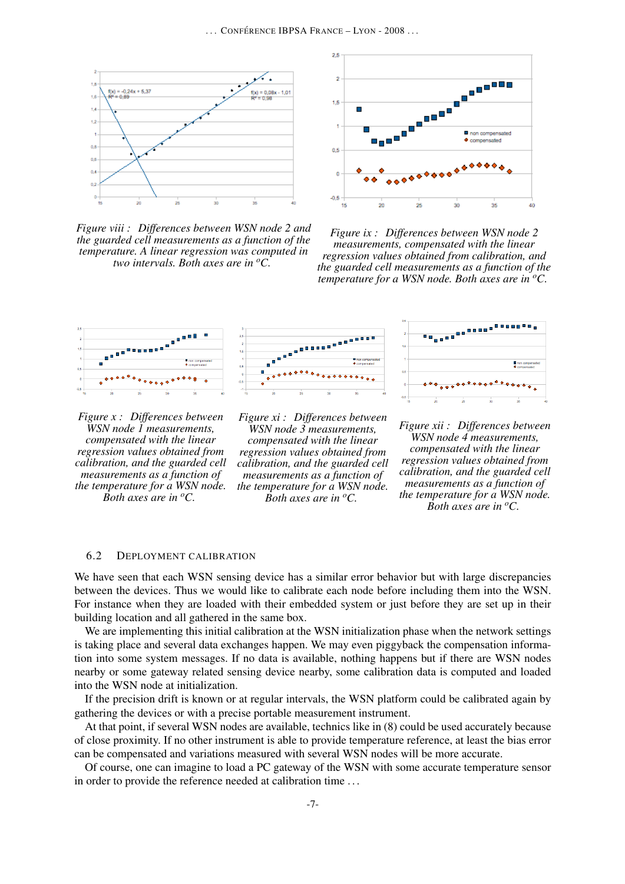*Figure viii : Differences between WSN node 2 and the guarded cell measurements as a function of the temperature. A linear regression was computed in two intervals. Both axes are in °C.*

*Figure ix : Differences between WSN node 2 measurements, compensated with the linear regression values obtained from calibration, and the guarded cell measurements as a function of the temperature for a WSN node. Both axes are in °C.*

*Figure x : Differences between WSN node 1 measurements, compensated with the linear regression values obtained from calibration, and the guarded cell measurements as a function of the temperature for a WSN node. Both axes are in °C.*

*Figure xi : Differences between WSN node 3 measurements, compensated with the linear regression values obtained from calibration, and the guarded cell measurements as a function of the temperature for a WSN node. Both axes are in °C.*

*Figure xii : Differences between WSN node 4 measurements, compensated with the linear regression values obtained from calibration, and the guarded cell measurements as a function of the temperature for a WSN node. Both axes are in °C.*

### 6.2 Deployment calibration

We have seen that each WSN sensing device has a similar error behavior but with large discrepancies between the devices. Thus we would like to calibrate each node before including them into the WSN. For instance when they are loaded with their embedded system or just before they are set up in their building location and all gathered in the same box.

We are implementing this initial calibration at the WSN initialization phase when the network settings is taking place and several data exchanges happen. We may even piggyback the compensation information into some system messages. If no data is available, nothing happens but if there are WSN nodes nearby or some gateway related sensing device nearby, some calibration data is computed and loaded into the WSN node at initialization.

If the precision drift is known or at regular intervals, the WSN platform could be calibrated again by gathering the devices or with a precise portable measurement instrument.

At that point, if several WSN nodes are available, technics like in (8) could be used accurately because of close proximity. If no other instrument is able to provide temperature reference, at least the bias error can be compensated and variations measured with several WSN nodes will be more accurate.

Of course, one can imagine to load a PC gateway of the WSN with some accurate temperature sensor in order to provide the reference needed at calibration time ...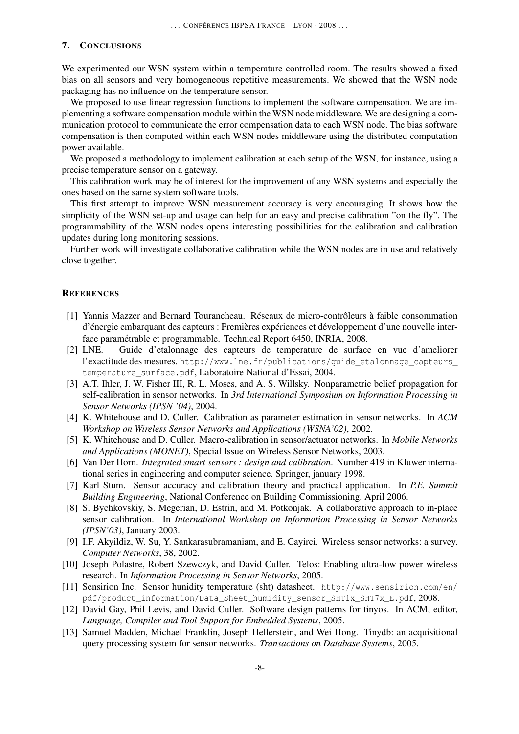## 7. CONCLUSIONS

We experimented our WSN system within a temperature controlled room. The results showed a fixed bias on all sensors and very homogeneous repetitive measurements. We showed that the WSN node packaging has no influence on the temperature sensor.

We proposed to use linear regression functions to implement the software compensation. We are implementing a software compensation module within the WSN node middleware. We are designing a communication protocol to communicate the error compensation data to each WSN node. The bias software compensation is then computed within each WSN nodes middleware using the distributed computation power available.

We proposed a methodology to implement calibration at each setup of the WSN, for instance, using a precise temperature sensor on a gateway.

This calibration work may be of interest for the improvement of any WSN systems and especially the ones based on the same system software tools.

This first attempt to improve WSN measurement accuracy is very encouraging. It shows how the simplicity of the WSN set-up and usage can help for an easy and precise calibration "on the fly". The programmability of the WSN nodes opens interesting possibilities for the calibration and calibration updates during long monitoring sessions.

Further work will investigate collaborative calibration while the WSN nodes are in use and relatively close together.

## REFERENCES

[1] Yannis Mazzer and Bernard Tourancheau. Réseaux de micro-contrôleurs à faible consommation d'énergie embarquant des capteurs : Premières expériences et développement d'une nouvelle interface paramétrable et programmable. Technical Report 6450, INRIA, 2008.

[2] LNE. Guide d'etalonnage des capteurs de temperature de surface en vue d'ameliorer l'exactitude des mesures. http://www.lne.fr/publications/guide_etalonnage_capteurs_temperature_surface.pdf, Laboratoire National d'Essai, 2004.

[3] A.T. Ihler, J. W. Fisher III, R. L. Moses, and A. S. Willsky. Nonparametric belief propagation for self-calibration in sensor networks. In *3rd International Symposium on Information Processing in Sensor Networks (IPSN '04)*, 2004.

[4] K. Whitehouse and D. Culler. Calibration as parameter estimation in sensor networks. In *ACM Workshop on Wireless Sensor Networks and Applications (WSNA'02)*, 2002.

[5] K. Whitehouse and D. Culler. Macro-calibration in sensor/actuator networks. In *Mobile Networks and Applications (MONET)*, Special Issue on Wireless Sensor Networks, 2003.

[6] Van Der Horn. *Integrated smart sensors : design and calibration*. Number 419 in Kluwer international series in engineering and computer science. Springer, january 1998.

[7] Karl Stum. Sensor accuracy and calibration theory and practical application. In *P.E. Summit Building Engineering*, National Conference on Building Commissioning, April 2006.

[8] S. Bychkovskiy, S. Megerian, D. Estrin, and M. Potkonjak. A collaborative approach to in-place sensor calibration. In *International Workshop on Information Processing in Sensor Networks (IPSN'03)*, January 2003.

[9] I.F. Akyildiz, W. Su, Y. Sankarasubramaniam, and E. Cayirci. Wireless sensor networks: a survey. *Computer Networks*, 38, 2002.

[10] Joseph Polastre, Robert Szewczyk, and David Culler. Telos: Enabling ultra-low power wireless research. In *Information Processing in Sensor Networks*, 2005.

[11] Sensirion Inc. Sensor hunidity temperature (sht) datasheet. http://www.sensirion.com/en/pdf/product_information/Data_Sheet_humidity_sensor_SHT1x_SHT7x_E.pdf, 2008.

[12] David Gay, Phil Levis, and David Culler. Software design patterns for tinyos. In ACM, editor, *Language, Compiler and Tool Support for Embedded Systems*, 2005.

[13] Samuel Madden, Michael Franklin, Joseph Hellerstein, and Wei Hong. Tinydb: an acquisitional query processing system for sensor networks. *Transactions on Database Systems*, 2005.